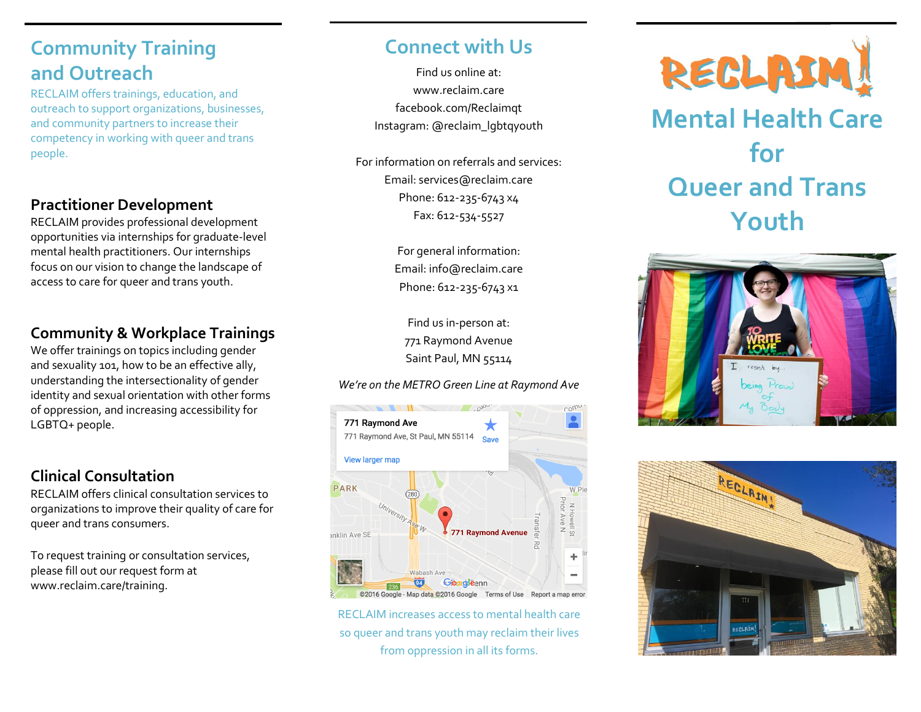# Community Training and Outreach

RECLAIM offers trainings, education, and outreach to support organizations, businesses, and community partners to increase their competency in working with queer and trans people.

## Practitioner Development

RECLAIM provides professional development opportunities via internships for graduate-level mental health practitioners. Our internships focus on our vision to change the landscape of access to care for queer and trans youth.

## Community & Workplace Trainings

We offer trainings on topics including gender and sexuality 101, how to be an effective ally, understanding the intersectionality of gender identity and sexual orientation with other forms of oppression, and increasing accessibility for LGBTQ+ people.

## Clinical Consultation

RECLAIM offers clinical consultation services to organizations to improve their quality of care for queer and trans consumers.

To request training or consultation services, please fill out our request form at www.reclaim.care/training.

# Connect with Us

Find us online at:
www.reclaim.care
facebook.com/Reclaimqt
Instagram: @reclaim_lgbtqyouth

For information on referrals and services:
Email: services@reclaim.care
Phone: 612-235-6743 x4
Fax: 612-534-5527

For general information:
Email: info@reclaim.care
Phone: 612-235-6743 x1

Find us in-person at:
771 Raymond Avenue
Saint Paul, MN 55114

*We're on the METRO Green Line at Raymond Ave*

RECLAIM increases access to mental health care so queer and trans youth may reclaim their lives from oppression in all its forms.

# RECLAIM!

# Mental Health Care for Queer and Trans Youth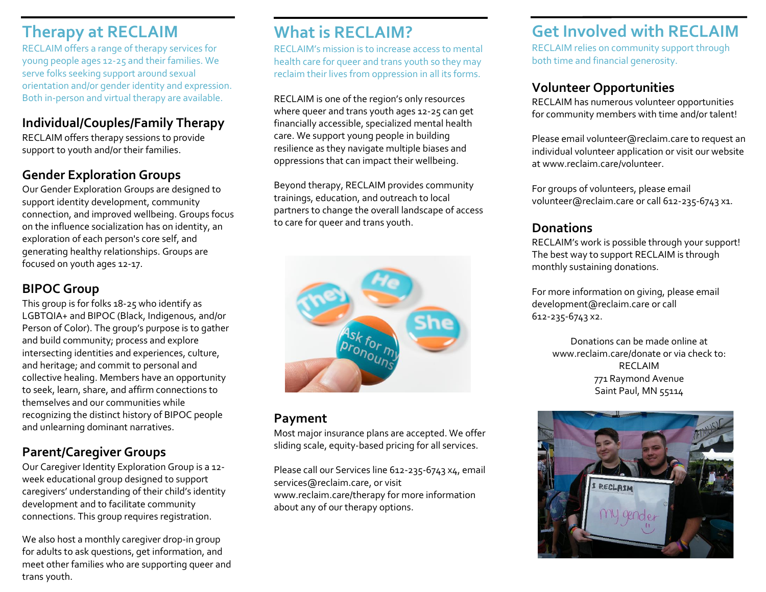## Therapy at RECLAIM

RECLAIM offers a range of therapy services for young people ages 12-25 and their families. We serve folks seeking support around sexual orientation and/or gender identity and expression. Both in-person and virtual therapy are available.

### Individual/Couples/Family Therapy

RECLAIM offers therapy sessions to provide support to youth and/or their families.

### Gender Exploration Groups

Our Gender Exploration Groups are designed to support identity development, community connection, and improved wellbeing. Groups focus on the influence socialization has on identity, an exploration of each person's core self, and generating healthy relationships. Groups are focused on youth ages 12-17.

### BIPOC Group

This group is for folks 18-25 who identify as LGBTQIA+ and BIPOC (Black, Indigenous, and/or Person of Color). The group's purpose is to gather and build community; process and explore intersecting identities and experiences, culture, and heritage; and commit to personal and collective healing. Members have an opportunity to seek, learn, share, and affirm connections to themselves and our communities while recognizing the distinct history of BIPOC people and unlearning dominant narratives.

### Parent/Caregiver Groups

Our Caregiver Identity Exploration Group is a 12-week educational group designed to support caregivers' understanding of their child's identity development and to facilitate community connections. This group requires registration.

We also host a monthly caregiver drop-in group for adults to ask questions, get information, and meet other families who are supporting queer and trans youth.

## What is RECLAIM?

RECLAIM's mission is to increase access to mental health care for queer and trans youth so they may reclaim their lives from oppression in all its forms.

RECLAIM is one of the region's only resources where queer and trans youth ages 12-25 can get financially accessible, specialized mental health care. We support young people in building resilience as they navigate multiple biases and oppressions that can impact their wellbeing.

Beyond therapy, RECLAIM provides community trainings, education, and outreach to local partners to change the overall landscape of access to care for queer and trans youth.

### Payment

Most major insurance plans are accepted. We offer sliding scale, equity-based pricing for all services.

Please call our Services line 612-235-6743 x4, email services@reclaim.care, or visit www.reclaim.care/therapy for more information about any of our therapy options.

## Get Involved with RECLAIM

RECLAIM relies on community support through both time and financial generosity.

### Volunteer Opportunities

RECLAIM has numerous volunteer opportunities for community members with time and/or talent!

Please email volunteer@reclaim.care to request an individual volunteer application or visit our website at www.reclaim.care/volunteer.

For groups of volunteers, please email volunteer@reclaim.care or call 612-235-6743 x1.

### Donations

RECLAIM's work is possible through your support! The best way to support RECLAIM is through monthly sustaining donations.

For more information on giving, please email development@reclaim.care or call 612-235-6743 x2.

Donations can be made online at www.reclaim.care/donate or via check to:
RECLAIM
771 Raymond Avenue
Saint Paul, MN 55114